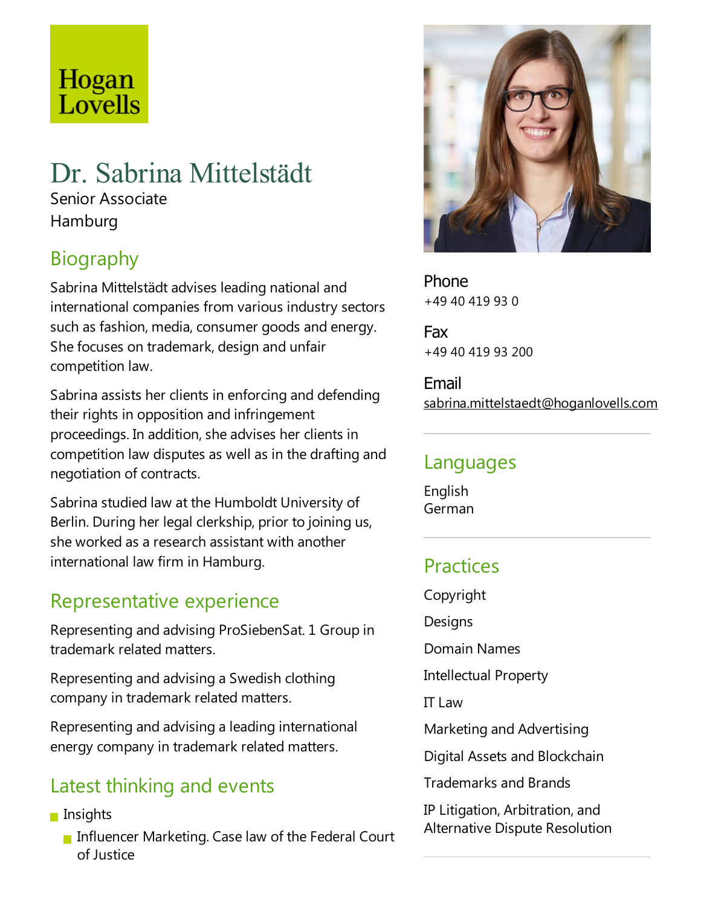Hogan Lovells

# Dr. Sabrina Mittelstädt

Senior Associate

Hamburg

## Biography

Sabrina Mittelstädt advises leading national and international companies from various industry sectors such as fashion, media, consumer goods and energy. She focuses on trademark, design and unfair competition law.

Sabrina assists her clients in enforcing and defending their rights in opposition and infringement proceedings. In addition, she advises her clients in competition law disputes as well as in the drafting and negotiation of contracts.

Sabrina studied law at the Humboldt University of Berlin. During her legal clerkship, prior to joining us, she worked as a research assistant with another international law firm in Hamburg.

## Representative experience

Representing and advising ProSiebenSat. 1 Group in trademark related matters.

Representing and advising a Swedish clothing company in trademark related matters.

Representing and advising a leading international energy company in trademark related matters.

## Latest thinking and events

- Insights
  - Influencer Marketing. Case law of the Federal Court of Justice

**Phone**
+49 40 419 93 0

**Fax**
+49 40 419 93 200

**Email**
sabrina.mittelstaedt@hoganlovells.com

## Languages

English
German

## Practices

Copyright

Designs

Domain Names

Intellectual Property

IT Law

Marketing and Advertising

Digital Assets and Blockchain

Trademarks and Brands

IP Litigation, Arbitration, and Alternative Dispute Resolution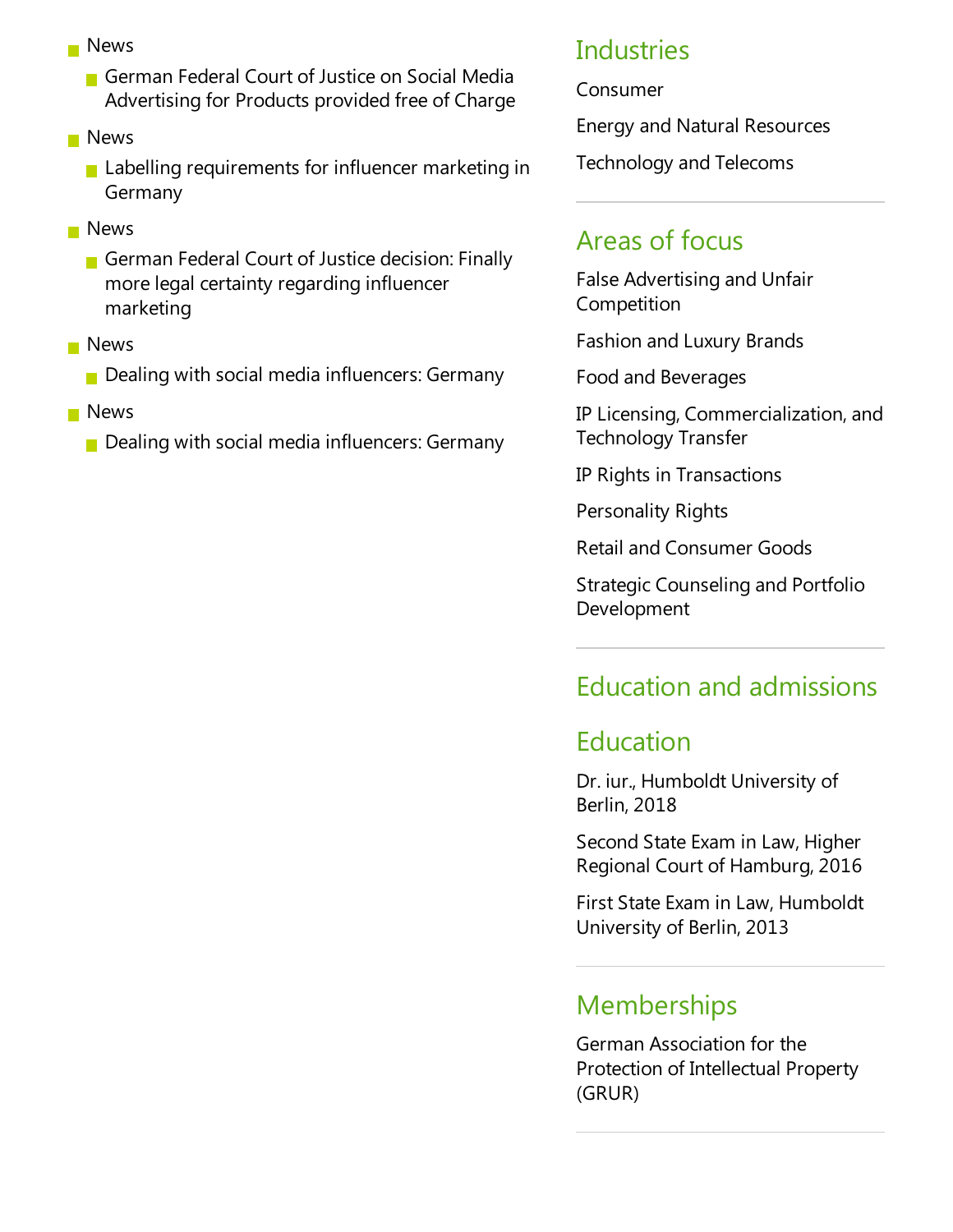- News
  - German Federal Court of Justice on Social Media Advertising for Products provided free of Charge
- News
  - Labelling requirements for influencer marketing in Germany
- News
  - German Federal Court of Justice decision: Finally more legal certainty regarding influencer marketing
- News
  - Dealing with social media influencers: Germany
- News
  - Dealing with social media influencers: Germany

## Industries

Consumer

Energy and Natural Resources

Technology and Telecoms

## Areas of focus

False Advertising and Unfair Competition

Fashion and Luxury Brands

Food and Beverages

IP Licensing, Commercialization, and Technology Transfer

IP Rights in Transactions

Personality Rights

Retail and Consumer Goods

Strategic Counseling and Portfolio Development

## Education and admissions

## Education

Dr. iur., Humboldt University of Berlin, 2018

Second State Exam in Law, Higher Regional Court of Hamburg, 2016

First State Exam in Law, Humboldt University of Berlin, 2013

## Memberships

German Association for the Protection of Intellectual Property (GRUR)